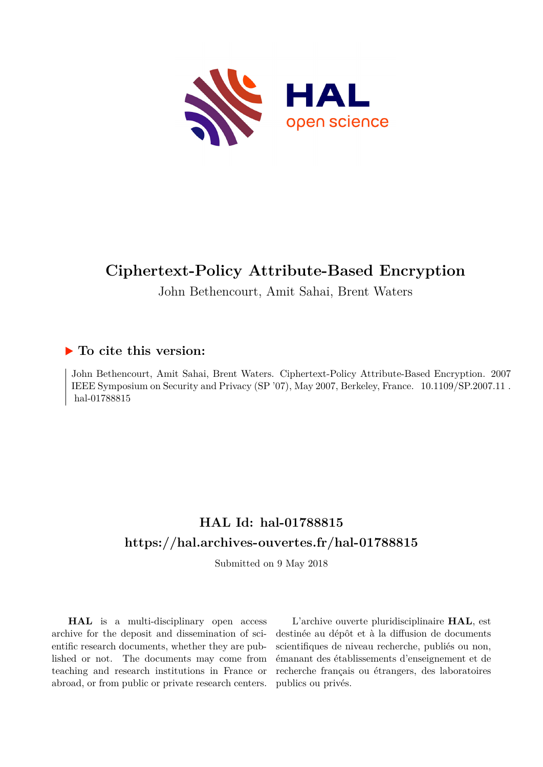# Ciphertext-Policy Attribute-Based Encryption

John Bethencourt, Amit Sahai, Brent Waters

## ▶ To cite this version:

John Bethencourt, Amit Sahai, Brent Waters. Ciphertext-Policy Attribute-Based Encryption. 2007 IEEE Symposium on Security and Privacy (SP '07), May 2007, Berkeley, France. 10.1109/SP.2007.11 . hal-01788815

## HAL Id: hal-01788815

## https://hal.archives-ouvertes.fr/hal-01788815

Submitted on 9 May 2018

**HAL** is a multi-disciplinary open access archive for the deposit and dissemination of scientific research documents, whether they are published or not. The documents may come from teaching and research institutions in France or abroad, or from public or private research centers.

L'archive ouverte pluridisciplinaire **HAL**, est destinée au dépôt et à la diffusion de documents scientifiques de niveau recherche, publiés ou non, émanant des établissements d'enseignement et de recherche français ou étrangers, des laboratoires publics ou privés.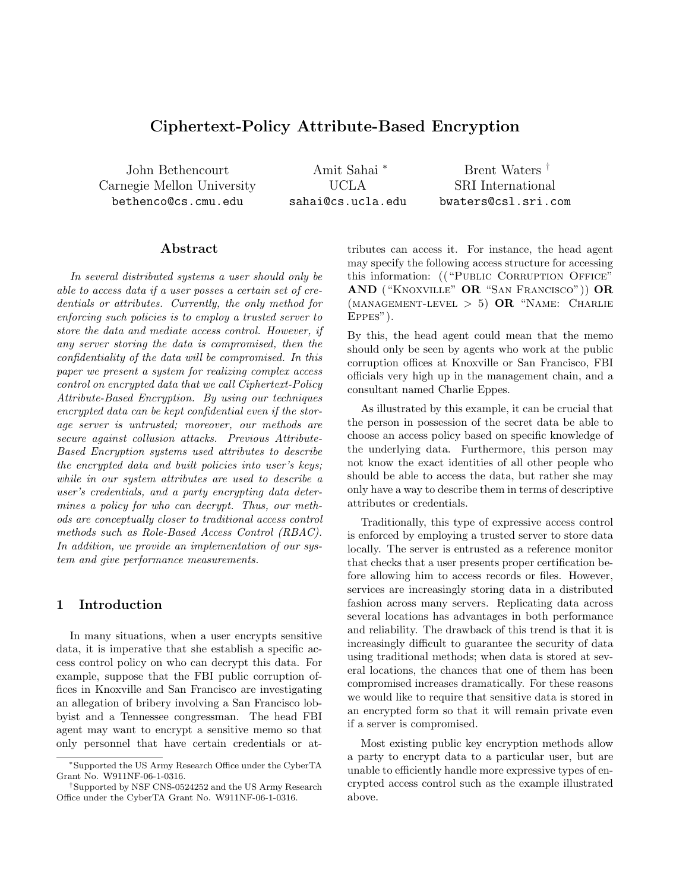# Ciphertext-Policy Attribute-Based Encryption

John Bethencourt
Carnegie Mellon University
bethenco@cs.cmu.edu

Amit Sahai [*]
UCLA
sahai@cs.ucla.edu

Brent Waters [†]
SRI International
bwaters@csl.sri.com

## Abstract

*In several distributed systems a user should only be able to access data if a user posses a certain set of credentials or attributes. Currently, the only method for enforcing such policies is to employ a trusted server to store the data and mediate access control. However, if any server storing the data is compromised, then the confidentiality of the data will be compromised. In this paper we present a system for realizing complex access control on encrypted data that we call Ciphertext-Policy Attribute-Based Encryption. By using our techniques encrypted data can be kept confidential even if the storage server is untrusted; moreover, our methods are secure against collusion attacks. Previous Attribute-Based Encryption systems used attributes to describe the encrypted data and built policies into user's keys; while in our system attributes are used to describe a user's credentials, and a party encrypting data determines a policy for who can decrypt. Thus, our methods are conceptually closer to traditional access control methods such as Role-Based Access Control (RBAC). In addition, we provide an implementation of our system and give performance measurements.*

## 1 Introduction

In many situations, when a user encrypts sensitive data, it is imperative that she establish a specific access control policy on who can decrypt this data. For example, suppose that the FBI public corruption offices in Knoxville and San Francisco are investigating an allegation of bribery involving a San Francisco lobbyist and a Tennessee congressman. The head FBI agent may want to encrypt a sensitive memo so that only personnel that have certain credentials or attributes can access it. For instance, the head agent may specify the following access structure for accessing this information: (("Public Corruption Office" **AND** ("Knoxville" **OR** "San Francisco")) **OR** (management-level $> 5$) **OR** "Name: Charlie Eppes").

By this, the head agent could mean that the memo should only be seen by agents who work at the public corruption offices at Knoxville or San Francisco, FBI officials very high up in the management chain, and a consultant named Charlie Eppes.

As illustrated by this example, it can be crucial that the person in possession of the secret data be able to choose an access policy based on specific knowledge of the underlying data. Furthermore, this person may not know the exact identities of all other people who should be able to access the data, but rather she may only have a way to describe them in terms of descriptive attributes or credentials.

Traditionally, this type of expressive access control is enforced by employing a trusted server to store data locally. The server is entrusted as a reference monitor that checks that a user presents proper certification before allowing him to access records or files. However, services are increasingly storing data in a distributed fashion across many servers. Replicating data across several locations has advantages in both performance and reliability. The drawback of this trend is that it is increasingly difficult to guarantee the security of data using traditional methods; when data is stored at several locations, the chances that one of them has been compromised increases dramatically. For these reasons we would like to require that sensitive data is stored in an encrypted form so that it will remain private even if a server is compromised.

Most existing public key encryption methods allow a party to encrypt data to a particular user, but are unable to efficiently handle more expressive types of encrypted access control such as the example illustrated above.

[*] Supported the US Army Research Office under the CyberTA Grant No. W911NF-06-1-0316.

[†] Supported by NSF CNS-0524252 and the US Army Research Office under the CyberTA Grant No. W911NF-06-1-0316.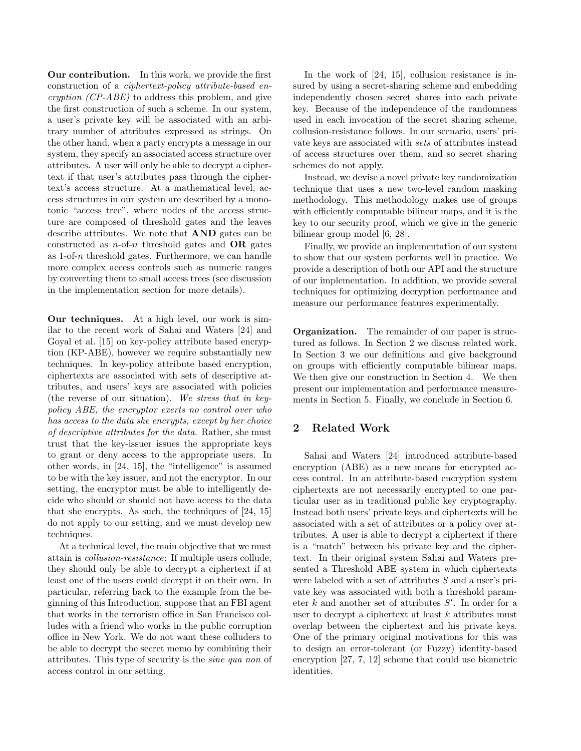**Our contribution.** In this work, we provide the first construction of a *ciphertext-policy attribute-based encryption (CP-ABE)* to address this problem, and give the first construction of such a scheme. In our system, a user's private key will be associated with an arbitrary number of attributes expressed as strings. On the other hand, when a party encrypts a message in our system, they specify an associated access structure over attributes. A user will only be able to decrypt a ciphertext if that user's attributes pass through the ciphertext's access structure. At a mathematical level, access structures in our system are described by a monotonic "access tree", where nodes of the access structure are composed of threshold gates and the leaves describe attributes. We note that **AND** gates can be constructed as $n$-of-$n$ threshold gates and **OR** gates as 1-of-$n$ threshold gates. Furthermore, we can handle more complex access controls such as numeric ranges by converting them to small access trees (see discussion in the implementation section for more details).

**Our techniques.** At a high level, our work is similar to the recent work of Sahai and Waters [24] and Goyal et al. [15] on key-policy attribute based encryption (KP-ABE), however we require substantially new techniques. In key-policy attribute based encryption, ciphertexts are associated with sets of descriptive attributes, and users' keys are associated with policies (the reverse of our situation). *We stress that in key-policy ABE, the encryptor exerts no control over who has access to the data she encrypts, except by her choice of descriptive attributes for the data.* Rather, she must trust that the key-issuer issues the appropriate keys to grant or deny access to the appropriate users. In other words, in [24, 15], the "intelligence" is assumed to be with the key issuer, and not the encryptor. In our setting, the encryptor must be able to intelligently decide who should or should not have access to the data that she encrypts. As such, the techniques of [24, 15] do not apply to our setting, and we must develop new techniques.

At a technical level, the main objective that we must attain is *collusion-resistance*: If multiple users collude, they should only be able to decrypt a ciphertext if at least one of the users could decrypt it on their own. In particular, referring back to the example from the beginning of this Introduction, suppose that an FBI agent that works in the terrorism office in San Francisco colludes with a friend who works in the public corruption office in New York. We do not want these colluders to be able to decrypt the secret memo by combining their attributes. This type of security is the *sine qua non* of access control in our setting.

In the work of [24, 15], collusion resistance is insured by using a secret-sharing scheme and embedding independently chosen secret shares into each private key. Because of the independence of the randomness used in each invocation of the secret sharing scheme, collusion-resistance follows. In our scenario, users' private keys are associated with *sets* of attributes instead of access structures over them, and so secret sharing schemes do not apply.

Instead, we devise a novel private key randomization technique that uses a new two-level random masking methodology. This methodology makes use of groups with efficiently computable bilinear maps, and it is the key to our security proof, which we give in the generic bilinear group model [6, 28].

Finally, we provide an implementation of our system to show that our system performs well in practice. We provide a description of both our API and the structure of our implementation. In addition, we provide several techniques for optimizing decryption performance and measure our performance features experimentally.

**Organization.** The remainder of our paper is structured as follows. In Section 2 we discuss related work. In Section 3 we our definitions and give background on groups with efficiently computable bilinear maps. We then give our construction in Section 4. We then present our implementation and performance measurements in Section 5. Finally, we conclude in Section 6.

## 2 Related Work

Sahai and Waters [24] introduced attribute-based encryption (ABE) as a new means for encrypted access control. In an attribute-based encryption system ciphertexts are not necessarily encrypted to one particular user as in traditional public key cryptography. Instead both users' private keys and ciphertexts will be associated with a set of attributes or a policy over attributes. A user is able to decrypt a ciphertext if there is a "match" between his private key and the ciphertext. In their original system Sahai and Waters presented a Threshold ABE system in which ciphertexts were labeled with a set of attributes $S$ and a user's private key was associated with both a threshold parameter $k$ and another set of attributes $S'$. In order for a user to decrypt a ciphertext at least $k$ attributes must overlap between the ciphertext and his private keys. One of the primary original motivations for this was to design an error-tolerant (or Fuzzy) identity-based encryption [27, 7, 12] scheme that could use biometric identities.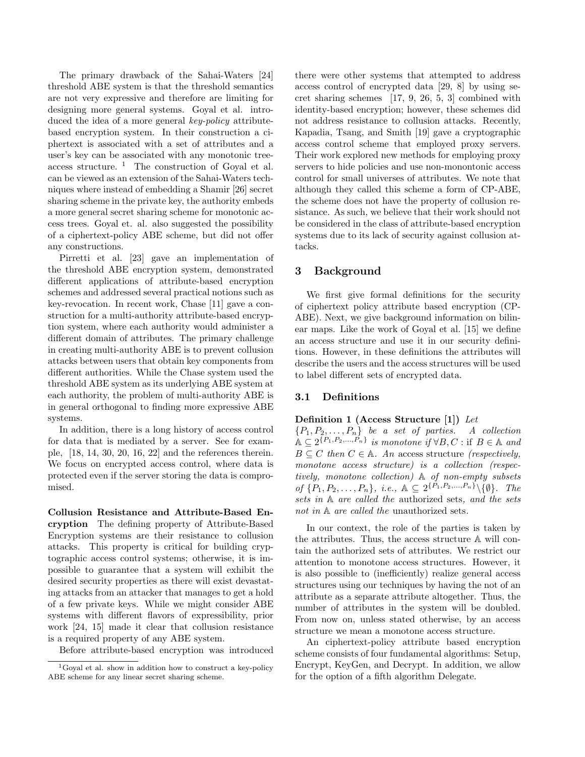The primary drawback of the Sahai-Waters [24] threshold ABE system is that the threshold semantics are not very expressive and therefore are limiting for designing more general systems. Goyal et al. introduced the idea of a more general *key-policy* attribute-based encryption system. In their construction a ciphertext is associated with a set of attributes and a user's key can be associated with any monotonic tree-access structure. [1] The construction of Goyal et al. can be viewed as an extension of the Sahai-Waters techniques where instead of embedding a Shamir [26] secret sharing scheme in the private key, the authority embeds a more general secret sharing scheme for monotonic access trees. Goyal et. al. also suggested the possibility of a ciphertext-policy ABE scheme, but did not offer any constructions.

Pirretti et al. [23] gave an implementation of the threshold ABE encryption system, demonstrated different applications of attribute-based encryption schemes and addressed several practical notions such as key-revocation. In recent work, Chase [11] gave a construction for a multi-authority attribute-based encryption system, where each authority would administer a different domain of attributes. The primary challenge in creating multi-authority ABE is to prevent collusion attacks between users that obtain key components from different authorities. While the Chase system used the threshold ABE system as its underlying ABE system at each authority, the problem of multi-authority ABE is in general orthogonal to finding more expressive ABE systems.

In addition, there is a long history of access control for data that is mediated by a server. See for example, [18, 14, 30, 20, 16, 22] and the references therein. We focus on encrypted access control, where data is protected even if the server storing the data is compromised.

**Collusion Resistance and Attribute-Based Encryption** The defining property of Attribute-Based Encryption systems are their resistance to collusion attacks. This property is critical for building cryptographic access control systems; otherwise, it is impossible to guarantee that a system will exhibit the desired security properties as there will exist devastating attacks from an attacker that manages to get a hold of a few private keys. While we might consider ABE systems with different flavors of expressibility, prior work [24, 15] made it clear that collusion resistance is a required property of any ABE system.

Before attribute-based encryption was introduced there were other systems that attempted to address access control of encrypted data [29, 8] by using secret sharing schemes [17, 9, 26, 5, 3] combined with identity-based encryption; however, these schemes did not address resistance to collusion attacks. Recently, Kapadia, Tsang, and Smith [19] gave a cryptographic access control scheme that employed proxy servers. Their work explored new methods for employing proxy servers to hide policies and use non-monontonic access control for small universes of attributes. We note that although they called this scheme a form of CP-ABE, the scheme does not have the property of collusion resistance. As such, we believe that their work should not be considered in the class of attribute-based encryption systems due to its lack of security against collusion attacks.

## 3 Background

We first give formal definitions for the security of ciphertext policy attribute based encryption (CP-ABE). Next, we give background information on bilinear maps. Like the work of Goyal et al. [15] we define an access structure and use it in our security definitions. However, in these definitions the attributes will describe the users and the access structures will be used to label different sets of encrypted data.

### 3.1 Definitions

**Definition 1 (Access Structure [1])** *Let* $\{P_1, P_2, \ldots, P_n\}$ *be a set of parties. A collection* $\mathbb{A} \subseteq 2^{\{P_1, P_2, \ldots, P_n\}}$ *is monotone if* $\forall B, C$ : *if* $B \in \mathbb{A}$ *and* $B \subseteq C$ *then* $C \in \mathbb{A}$. *An* access structure *(respectively, monotone access structure) is a collection (respectively, monotone collection)* $\mathbb{A}$ *of non-empty subsets of* $\{P_1, P_2, \ldots, P_n\}$, *i.e.,* $\mathbb{A} \subseteq 2^{\{P_1, P_2, \ldots, P_n\}} \backslash \{\emptyset\}$. *The sets in* $\mathbb{A}$ *are called the* authorized sets, *and the sets not in* $\mathbb{A}$ *are called the* unauthorized sets.

In our context, the role of the parties is taken by the attributes. Thus, the access structure $\mathbb{A}$ will contain the authorized sets of attributes. We restrict our attention to monotone access structures. However, it is also possible to (inefficiently) realize general access structures using our techniques by having the not of an attribute as a separate attribute altogether. Thus, the number of attributes in the system will be doubled. From now on, unless stated otherwise, by an access structure we mean a monotone access structure.

An ciphertext-policy attribute based encryption scheme consists of four fundamental algorithms: Setup, Encrypt, KeyGen, and Decrypt. In addition, we allow for the option of a fifth algorithm Delegate.

[1] Goyal et al. show in addition how to construct a key-policy ABE scheme for any linear secret sharing scheme.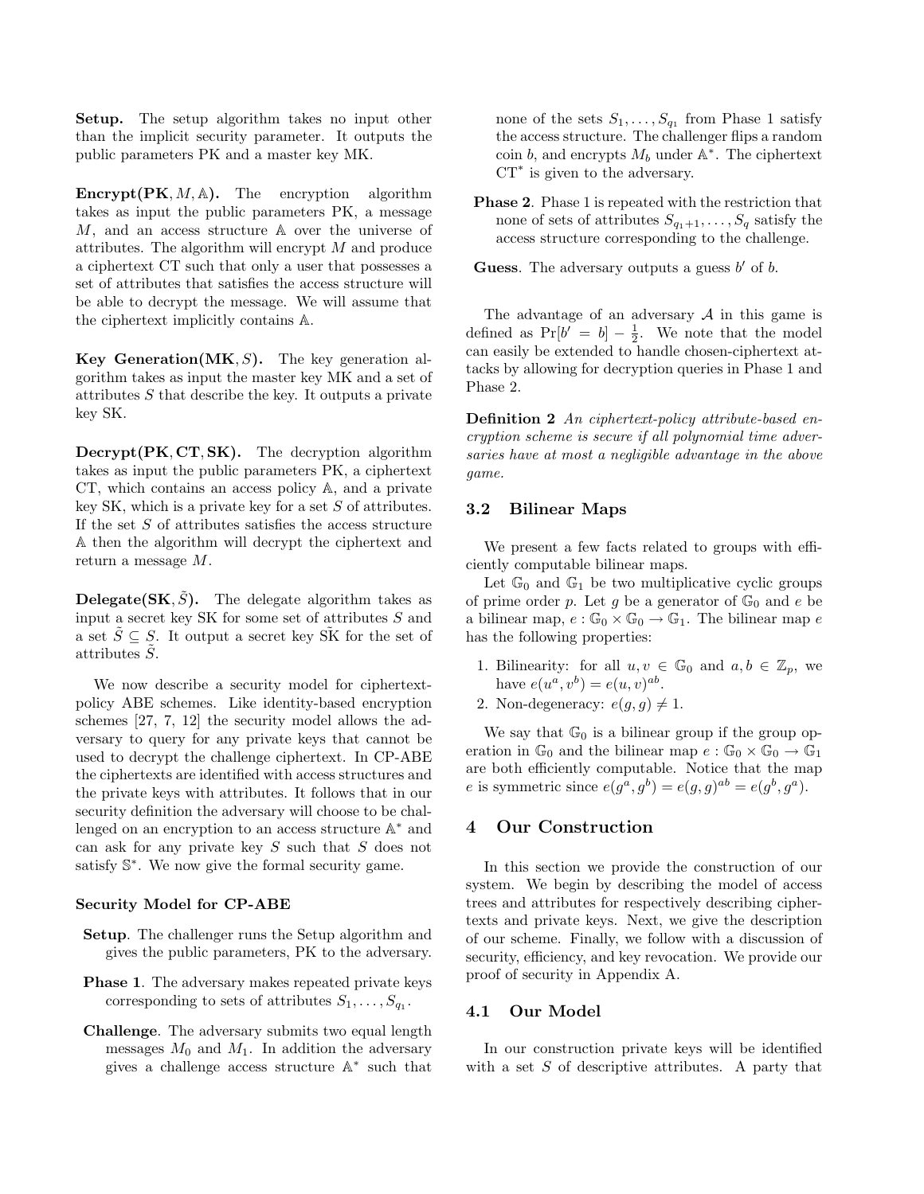**Setup.** The setup algorithm takes no input other than the implicit security parameter. It outputs the public parameters PK and a master key MK.

**Encrypt(PK, $M$, $\mathbb{A}$).** The encryption algorithm takes as input the public parameters PK, a message $M$, and an access structure $\mathbb{A}$ over the universe of attributes. The algorithm will encrypt $M$ and produce a ciphertext CT such that only a user that possesses a set of attributes that satisfies the access structure will be able to decrypt the message. We will assume that the ciphertext implicitly contains $\mathbb{A}$.

**Key Generation(MK, $S$).** The key generation algorithm takes as input the master key MK and a set of attributes $S$ that describe the key. It outputs a private key SK.

**Decrypt(PK, CT, SK).** The decryption algorithm takes as input the public parameters PK, a ciphertext CT, which contains an access policy $\mathbb{A}$, and a private key SK, which is a private key for a set $S$ of attributes. If the set $S$ of attributes satisfies the access structure $\mathbb{A}$ then the algorithm will decrypt the ciphertext and return a message $M$.

**Delegate(SK, $\tilde{S}$).** The delegate algorithm takes as input a secret key SK for some set of attributes $S$ and a set $\tilde{S} \subseteq S$. It output a secret key $\tilde{\text{SK}}$ for the set of attributes $\tilde{S}$.

We now describe a security model for ciphertext-policy ABE schemes. Like identity-based encryption schemes [27, 7, 12] the security model allows the adversary to query for any private keys that cannot be used to decrypt the challenge ciphertext. In CP-ABE the ciphertexts are identified with access structures and the private keys with attributes. It follows that in our security definition the adversary will choose to be challenged on an encryption to an access structure $\mathbb{A}^*$ and can ask for any private key $S$ such that $S$ does not satisfy $\mathbb{S}^*$. We now give the formal security game.

**Security Model for CP-ABE**

- **Setup**. The challenger runs the Setup algorithm and gives the public parameters, PK to the adversary.
- **Phase 1**. The adversary makes repeated private keys corresponding to sets of attributes $S_1, \ldots, S_{q_1}$.
- **Challenge**. The adversary submits two equal length messages $M_0$ and $M_1$. In addition the adversary gives a challenge access structure $\mathbb{A}^*$ such that none of the sets $S_1, \ldots, S_{q_1}$ from Phase 1 satisfy the access structure. The challenger flips a random coin $b$, and encrypts $M_b$ under $\mathbb{A}^*$. The ciphertext $\text{CT}^*$ is given to the adversary.
- **Phase 2**. Phase 1 is repeated with the restriction that none of sets of attributes $S_{q_1+1}, \ldots, S_q$ satisfy the access structure corresponding to the challenge.
- **Guess**. The adversary outputs a guess $b'$ of $b$.

The advantage of an adversary $\mathcal{A}$ in this game is defined as $\Pr[b' = b] - \frac{1}{2}$. We note that the model can easily be extended to handle chosen-ciphertext attacks by allowing for decryption queries in Phase 1 and Phase 2.

**Definition 2** *An ciphertext-policy attribute-based encryption scheme is secure if all polynomial time adversaries have at most a negligible advantage in the above game.*

### 3.2 Bilinear Maps

We present a few facts related to groups with efficiently computable bilinear maps.

Let $\mathbb{G}_0$ and $\mathbb{G}_1$ be two multiplicative cyclic groups of prime order $p$. Let $g$ be a generator of $\mathbb{G}_0$ and $e$ be a bilinear map, $e : \mathbb{G}_0 \times \mathbb{G}_0 \rightarrow \mathbb{G}_1$. The bilinear map $e$ has the following properties:

1. Bilinearity: for all $u, v \in \mathbb{G}_0$ and $a, b \in \mathbb{Z}_p$, we have $e(u^a, v^b) = e(u, v)^{ab}$.
2. Non-degeneracy: $e(g, g) \neq 1$.

We say that $\mathbb{G}_0$ is a bilinear group if the group operation in $\mathbb{G}_0$ and the bilinear map $e : \mathbb{G}_0 \times \mathbb{G}_0 \rightarrow \mathbb{G}_1$ are both efficiently computable. Notice that the map $e$ is symmetric since $e(g^a, g^b) = e(g, g)^{ab} = e(g^b, g^a)$.

## 4 Our Construction

In this section we provide the construction of our system. We begin by describing the model of access trees and attributes for respectively describing ciphertexts and private keys. Next, we give the description of our scheme. Finally, we follow with a discussion of security, efficiency, and key revocation. We provide our proof of security in Appendix A.

### 4.1 Our Model

In our construction private keys will be identified with a set $S$ of descriptive attributes. A party that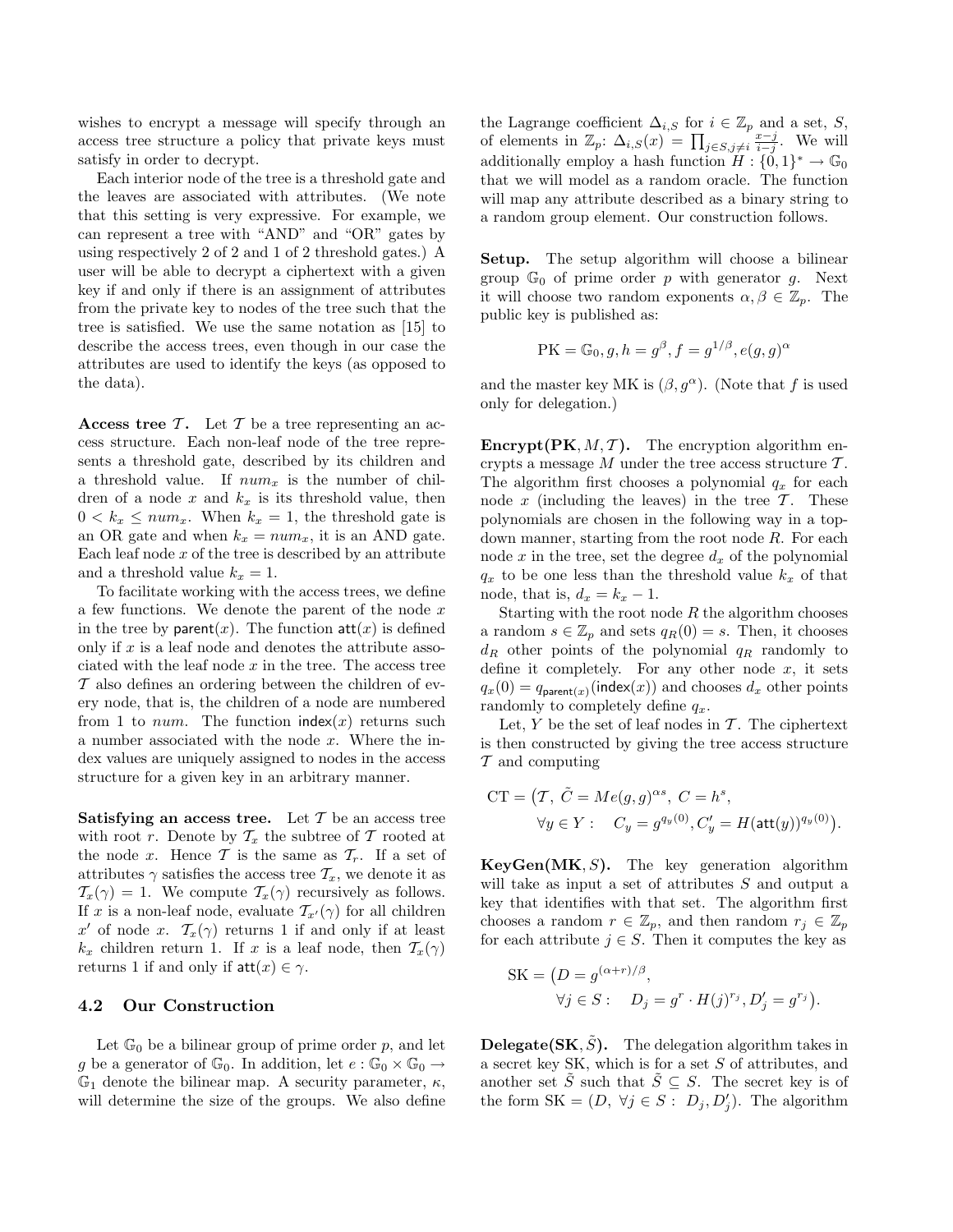wishes to encrypt a message will specify through an access tree structure a policy that private keys must satisfy in order to decrypt.

Each interior node of the tree is a threshold gate and the leaves are associated with attributes. (We note that this setting is very expressive. For example, we can represent a tree with "AND" and "OR" gates by using respectively 2 of 2 and 1 of 2 threshold gates.) A user will be able to decrypt a ciphertext with a given key if and only if there is an assignment of attributes from the private key to nodes of the tree such that the tree is satisfied. We use the same notation as [15] to describe the access trees, even though in our case the attributes are used to identify the keys (as opposed to the data).

**Access tree $\mathcal{T}$.** Let $\mathcal{T}$ be a tree representing an access structure. Each non-leaf node of the tree represents a threshold gate, described by its children and a threshold value. If $num_x$ is the number of children of a node $x$ and $k_x$ is its threshold value, then $0 < k_x \leq num_x$. When $k_x = 1$, the threshold gate is an OR gate and when $k_x = num_x$, it is an AND gate. Each leaf node $x$ of the tree is described by an attribute and a threshold value $k_x = 1$.

To facilitate working with the access trees, we define a few functions. We denote the parent of the node $x$ in the tree by $\mathsf{parent}(x)$. The function $\mathsf{att}(x)$ is defined only if $x$ is a leaf node and denotes the attribute associated with the leaf node $x$ in the tree. The access tree $\mathcal{T}$ also defines an ordering between the children of every node, that is, the children of a node are numbered from 1 to $num$. The function $\mathsf{index}(x)$ returns such a number associated with the node $x$. Where the index values are uniquely assigned to nodes in the access structure for a given key in an arbitrary manner.

**Satisfying an access tree.** Let $\mathcal{T}$ be an access tree with root $r$. Denote by $\mathcal{T}_x$ the subtree of $\mathcal{T}$ rooted at the node $x$. Hence $\mathcal{T}$ is the same as $\mathcal{T}_r$. If a set of attributes $\gamma$ satisfies the access tree $\mathcal{T}_x$, we denote it as $\mathcal{T}_x(\gamma) = 1$. We compute $\mathcal{T}_x(\gamma)$ recursively as follows. If $x$ is a non-leaf node, evaluate $\mathcal{T}_{x'}(\gamma)$ for all children $x'$ of node $x$. $\mathcal{T}_x(\gamma)$ returns 1 if and only if at least $k_x$ children return 1. If $x$ is a leaf node, then $\mathcal{T}_x(\gamma)$ returns 1 if and only if $\mathsf{att}(x) \in \gamma$.

### 4.2 Our Construction

Let $\mathbb{G}_0$ be a bilinear group of prime order $p$, and let $g$ be a generator of $\mathbb{G}_0$. In addition, let $e : \mathbb{G}_0 \times \mathbb{G}_0 \to \mathbb{G}_1$ denote the bilinear map. A security parameter, $\kappa$, will determine the size of the groups. We also define the Lagrange coefficient $\Delta_{i,S}$ for $i \in \mathbb{Z}_p$ and a set, $S$, of elements in $\mathbb{Z}_p$: $\Delta_{i,S}(x) = \prod_{j \in S, j \neq i} \frac{x-j}{i-j}$. We will additionally employ a hash function $H : \{0,1\}^* \to \mathbb{G}_0$ that we will model as a random oracle. The function will map any attribute described as a binary string to a random group element. Our construction follows.

**Setup.** The setup algorithm will choose a bilinear group $\mathbb{G}_0$ of prime order $p$ with generator $g$. Next it will choose two random exponents $\alpha, \beta \in \mathbb{Z}_p$. The public key is published as:

$$\mathrm{PK} = \mathbb{G}_0, g, h = g^{\beta}, f = g^{1/\beta}, e(g,g)^{\alpha}$$

and the master key MK is $(\beta, g^{\alpha})$. (Note that $f$ is used only for delegation.)

**Encrypt(PK, $M, \mathcal{T}$).** The encryption algorithm encrypts a message $M$ under the tree access structure $\mathcal{T}$. The algorithm first chooses a polynomial $q_x$ for each node $x$ (including the leaves) in the tree $\mathcal{T}$. These polynomials are chosen in the following way in a top-down manner, starting from the root node $R$. For each node $x$ in the tree, set the degree $d_x$ of the polynomial $q_x$ to be one less than the threshold value $k_x$ of that node, that is, $d_x = k_x - 1$.

Starting with the root node $R$ the algorithm chooses a random $s \in \mathbb{Z}_p$ and sets $q_R(0) = s$. Then, it chooses $d_R$ other points of the polynomial $q_R$ randomly to define it completely. For any other node $x$, it sets $q_x(0) = q_{\mathsf{parent}(x)}(\mathsf{index}(x))$ and chooses $d_x$ other points randomly to completely define $q_x$.

Let, $Y$ be the set of leaf nodes in $\mathcal{T}$. The ciphertext is then constructed by giving the tree access structure $\mathcal{T}$ and computing

$$\mathrm{CT} = \big(\mathcal{T},\ \tilde{C} = Me(g,g)^{\alpha s},\ C = h^{s},$$
$$\forall y \in Y: \quad C_y = g^{q_y(0)}, C'_y = H(\mathsf{att}(y))^{q_y(0)}\big).$$

**KeyGen(MK, $S$).** The key generation algorithm will take as input a set of attributes $S$ and output a key that identifies with that set. The algorithm first chooses a random $r \in \mathbb{Z}_p$, and then random $r_j \in \mathbb{Z}_p$ for each attribute $j \in S$. Then it computes the key as

$$\mathrm{SK} = \big(D = g^{(\alpha + r)/\beta},$$
$$\forall j \in S: \quad D_j = g^{r} \cdot H(j)^{r_j}, D'_j = g^{r_j}\big).$$

**Delegate(SK, $\tilde{S}$).** The delegation algorithm takes in a secret key SK, which is for a set $S$ of attributes, and another set $\tilde{S}$ such that $\tilde{S} \subseteq S$. The secret key is of the form $\mathrm{SK} = (D,\ \forall j \in S: \ D_j, D'_j)$. The algorithm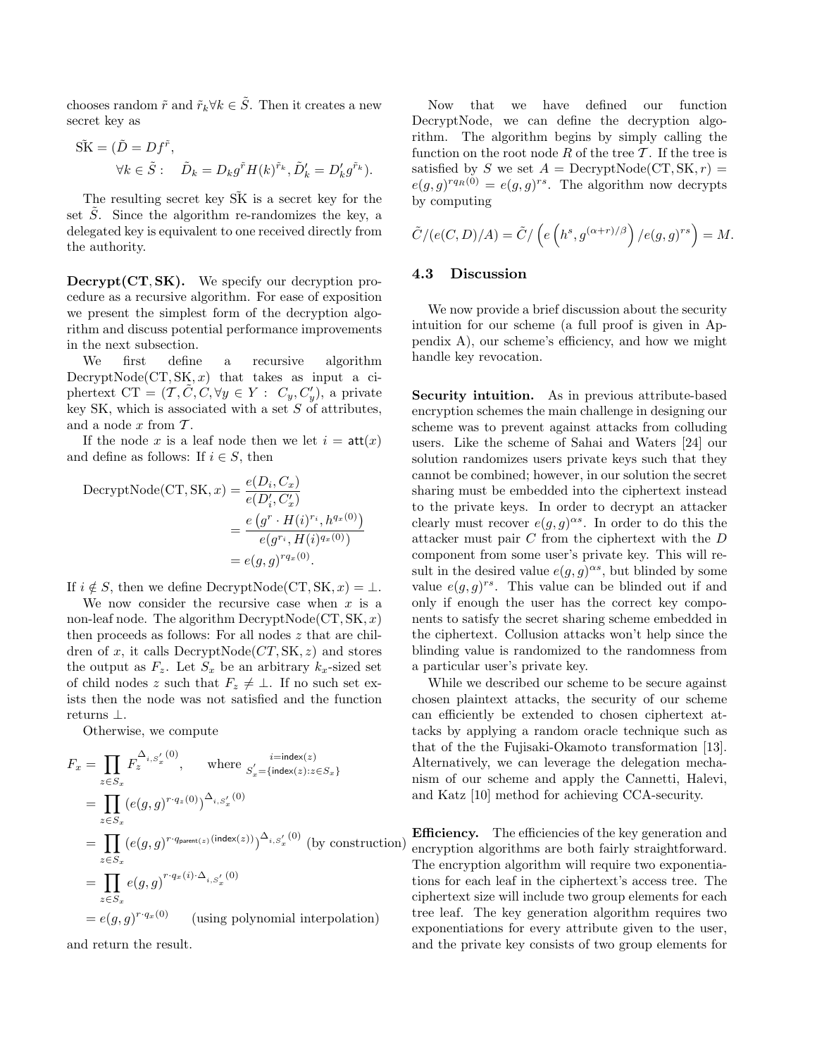chooses random $\tilde{r}$ and $\tilde{r}_k \forall k \in \tilde{S}$. Then it creates a new secret key as

$$\tilde{\text{SK}} = (\tilde{D} = Df^{\tilde{r}},\quad \forall k \in \tilde{S}: \quad \tilde{D}_k = D_k g^{\tilde{r}} H(k)^{\tilde{r}_k}, \tilde{D}'_k = D'_k g^{\tilde{r}_k}).$$

The resulting secret key $\tilde{\text{SK}}$ is a secret key for the set $\tilde{S}$. Since the algorithm re-randomizes the key, a delegated key is equivalent to one received directly from the authority.

**Decrypt(CT, SK).** We specify our decryption procedure as a recursive algorithm. For ease of exposition we present the simplest form of the decryption algorithm and discuss potential performance improvements in the next subsection.

We first define a recursive algorithm DecryptNode(CT, SK, $x$) that takes as input a ciphertext CT $= (\mathcal{T}, \tilde{C}, C, \forall y \in Y: \; C_y, C'_y)$, a private key SK, which is associated with a set $S$ of attributes, and a node $x$ from $\mathcal{T}$.

If the node $x$ is a leaf node then we let $i = \mathsf{att}(x)$ and define as follows: If $i \in S$, then

$$\begin{aligned}
\text{DecryptNode}(\text{CT}, \text{SK}, x) &= \frac{e(D_i, C_x)}{e(D'_i, C'_x)} \\
&= \frac{e\left(g^r \cdot H(i)^{r_i}, h^{q_x(0)}\right)}{e(g^{r_i}, H(i)^{q_x(0)})} \\
&= e(g, g)^{r q_x(0)}.
\end{aligned}$$

If $i \notin S$, then we define DecryptNode(CT, SK, $x$) $= \perp$.

We now consider the recursive case when $x$ is a non-leaf node. The algorithm DecryptNode(CT, SK, $x$) then proceeds as follows: For all nodes $z$ that are children of $x$, it calls DecryptNode($CT$, SK, $z$) and stores the output as $F_z$. Let $S_x$ be an arbitrary $k_x$-sized set of child nodes $z$ such that $F_z \neq \perp$. If no such set exists then the node was not satisfied and the function returns $\perp$.

Otherwise, we compute

$$\begin{aligned}
F_x &= \prod_{z \in S_x} F_z^{\Delta_{i, S'_x}(0)}, \qquad \text{where } {}^{\;\;\;\; i = \mathsf{index}(z)}_{S'_x = \{\mathsf{index}(z) : z \in S_x\}} \\
&= \prod_{z \in S_x} \left(e(g,g)^{r \cdot q_z(0)}\right)^{\Delta_{i, S'_x}(0)} \\
&= \prod_{z \in S_x} \left(e(g,g)^{r \cdot q_{\mathsf{parent}(z)}(\mathsf{index}(z))}\right)^{\Delta_{i, S'_x}(0)} \text{ (by construction)} \\
&= \prod_{z \in S_x} e(g,g)^{r \cdot q_x(i) \cdot \Delta_{i, S'_x}(0)} \\
&= e(g,g)^{r \cdot q_x(0)} \qquad \text{(using polynomial interpolation)}
\end{aligned}$$

and return the result.

Now that we have defined our function DecryptNode, we can define the decryption algorithm. The algorithm begins by simply calling the function on the root node $R$ of the tree $\mathcal{T}$. If the tree is satisfied by $S$ we set $A = \text{DecryptNode}(\text{CT}, \text{SK}, r) = e(g,g)^{r q_R(0)} = e(g,g)^{rs}$. The algorithm now decrypts by computing

$$\tilde{C}/(e(C, D)/A) = \tilde{C}/\left(e\left(h^s, g^{(\alpha + r)/\beta}\right)/e(g,g)^{rs}\right) = M.$$

### 4.3 Discussion

We now provide a brief discussion about the security intuition for our scheme (a full proof is given in Appendix A), our scheme's efficiency, and how we might handle key revocation.

**Security intuition.** As in previous attribute-based encryption schemes the main challenge in designing our scheme was to prevent against attacks from colluding users. Like the scheme of Sahai and Waters [24] our solution randomizes users private keys such that they cannot be combined; however, in our solution the secret sharing must be embedded into the ciphertext instead to the private keys. In order to decrypt an attacker clearly must recover $e(g,g)^{\alpha s}$. In order to do this the attacker must pair $C$ from the ciphertext with the $D$ component from some user's private key. This will result in the desired value $e(g,g)^{\alpha s}$, but blinded by some value $e(g,g)^{rs}$. This value can be blinded out if and only if enough the user has the correct key components to satisfy the secret sharing scheme embedded in the ciphertext. Collusion attacks won't help since the blinding value is randomized to the randomness from a particular user's private key.

While we described our scheme to be secure against chosen plaintext attacks, the security of our scheme can efficiently be extended to chosen ciphertext attacks by applying a random oracle technique such as that of the the Fujisaki-Okamoto transformation [13]. Alternatively, we can leverage the delegation mechanism of our scheme and apply the Cannetti, Halevi, and Katz [10] method for achieving CCA-security.

**Efficiency.** The efficiencies of the key generation and encryption algorithms are both fairly straightforward. The encryption algorithm will require two exponentiations for each leaf in the ciphertext's access tree. The ciphertext size will include two group elements for each tree leaf. The key generation algorithm requires two exponentiations for every attribute given to the user, and the private key consists of two group elements for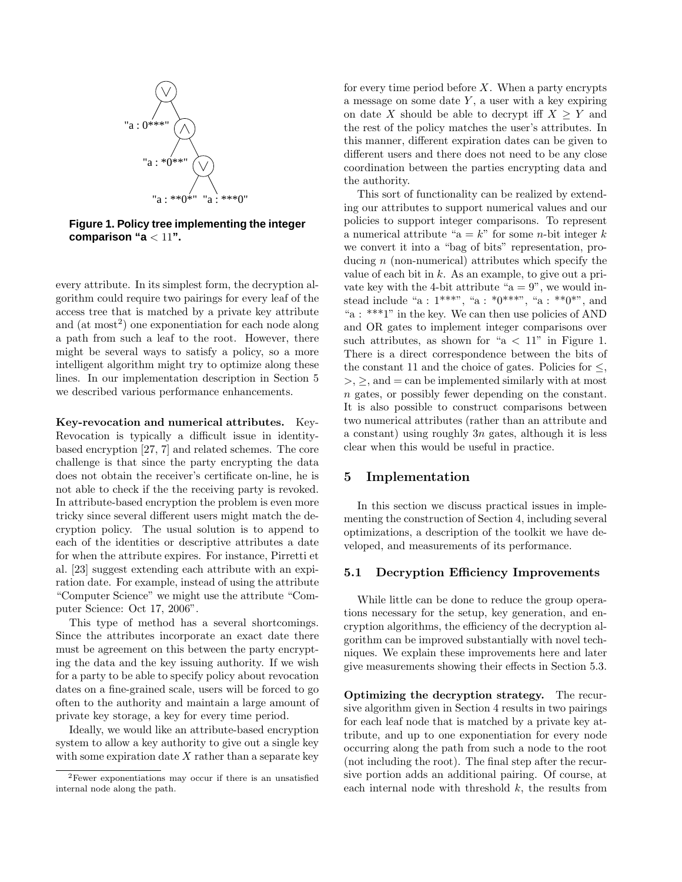"a : 0***"

"a : *0**"

"a : **0*" "a : ***0"

**Figure 1. Policy tree implementing the integer comparison "a $< 11$".**

every attribute. In its simplest form, the decryption algorithm could require two pairings for every leaf of the access tree that is matched by a private key attribute and (at most[2]) one exponentiation for each node along a path from such a leaf to the root. However, there might be several ways to satisfy a policy, so a more intelligent algorithm might try to optimize along these lines. In our implementation description in Section 5 we described various performance enhancements.

**Key-revocation and numerical attributes.** Key-Revocation is typically a difficult issue in identity-based encryption [27, 7] and related schemes. The core challenge is that since the party encrypting the data does not obtain the receiver's certificate on-line, he is not able to check if the the receiving party is revoked. In attribute-based encryption the problem is even more tricky since several different users might match the decryption policy. The usual solution is to append to each of the identities or descriptive attributes a date for when the attribute expires. For instance, Pirretti et al. [23] suggest extending each attribute with an expiration date. For example, instead of using the attribute "Computer Science" we might use the attribute "Computer Science: Oct 17, 2006".

This type of method has a several shortcomings. Since the attributes incorporate an exact date there must be agreement on this between the party encrypting the data and the key issuing authority. If we wish for a party to be able to specify policy about revocation dates on a fine-grained scale, users will be forced to go often to the authority and maintain a large amount of private key storage, a key for every time period.

Ideally, we would like an attribute-based encryption system to allow a key authority to give out a single key with some expiration date $X$ rather than a separate key for every time period before $X$. When a party encrypts a message on some date $Y$, a user with a key expiring on date $X$ should be able to decrypt iff $X \geq Y$ and the rest of the policy matches the user's attributes. In this manner, different expiration dates can be given to different users and there does not need to be any close coordination between the parties encrypting data and the authority.

This sort of functionality can be realized by extending our attributes to support numerical values and our policies to support integer comparisons. To represent a numerical attribute "a $= k$" for some $n$-bit integer $k$ we convert it into a "bag of bits" representation, producing $n$ (non-numerical) attributes which specify the value of each bit in $k$. As an example, to give out a private key with the 4-bit attribute "a $= 9$", we would instead include "a : 1***", "a : *0***", "a : **0*", and "a : ***1" in the key. We can then use policies of AND and OR gates to implement integer comparisons over such attributes, as shown for "a $<$ 11" in Figure 1. There is a direct correspondence between the bits of the constant 11 and the choice of gates. Policies for $\leq$, $>$, $\geq$, and $=$ can be implemented similarly with at most $n$ gates, or possibly fewer depending on the constant. It is also possible to construct comparisons between two numerical attributes (rather than an attribute and a constant) using roughly $3n$ gates, although it is less clear when this would be useful in practice.

## 5 Implementation

In this section we discuss practical issues in implementing the construction of Section 4, including several optimizations, a description of the toolkit we have developed, and measurements of its performance.

### 5.1 Decryption Efficiency Improvements

While little can be done to reduce the group operations necessary for the setup, key generation, and encryption algorithms, the efficiency of the decryption algorithm can be improved substantially with novel techniques. We explain these improvements here and later give measurements showing their effects in Section 5.3.

**Optimizing the decryption strategy.** The recursive algorithm given in Section 4 results in two pairings for each leaf node that is matched by a private key attribute, and up to one exponentiation for every node occurring along the path from such a node to the root (not including the root). The final step after the recursive portion adds an additional pairing. Of course, at each internal node with threshold $k$, the results from

[2]Fewer exponentiations may occur if there is an unsatisfied internal node along the path.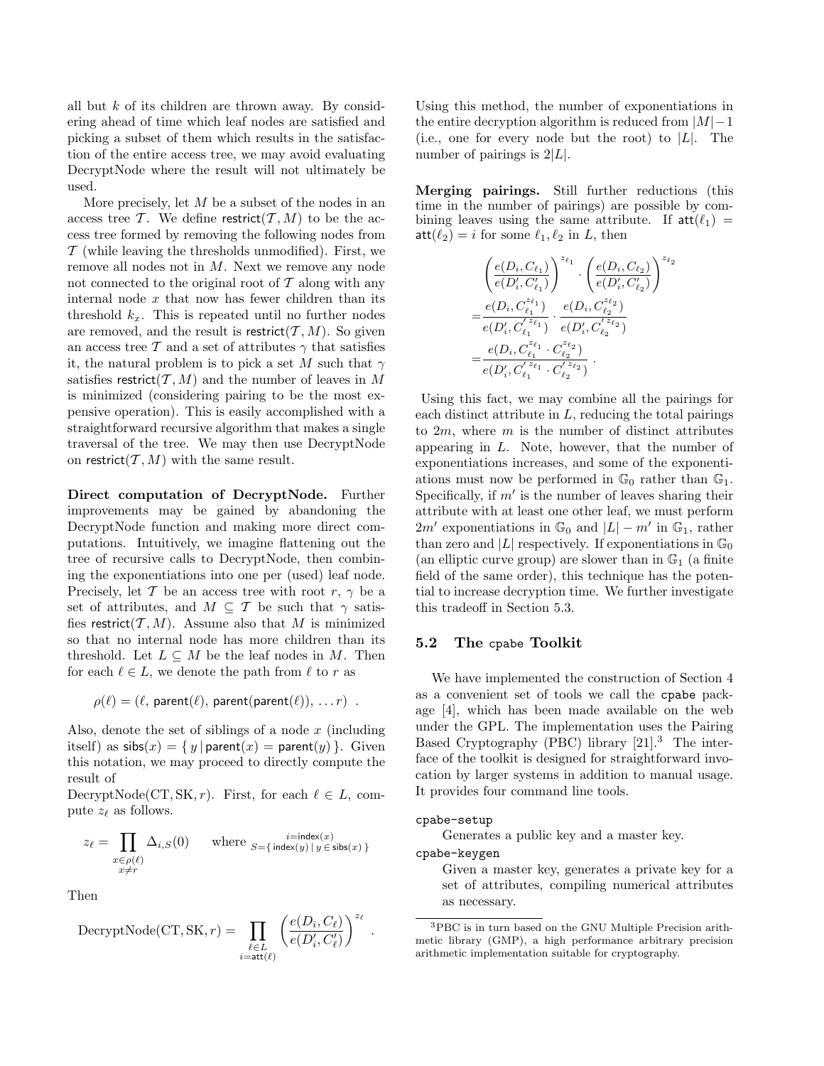all but $k$ of its children are thrown away. By considering ahead of time which leaf nodes are satisfied and picking a subset of them which results in the satisfaction of the entire access tree, we may avoid evaluating DecryptNode where the result will not ultimately be used.

More precisely, let $M$ be a subset of the nodes in an access tree $\mathcal{T}$. We define $\mathsf{restrict}(\mathcal{T}, M)$ to be the access tree formed by removing the following nodes from $\mathcal{T}$ (while leaving the thresholds unmodified). First, we remove all nodes not in $M$. Next we remove any node not connected to the original root of $\mathcal{T}$ along with any internal node $x$ that now has fewer children than its threshold $k_x$. This is repeated until no further nodes are removed, and the result is $\mathsf{restrict}(\mathcal{T}, M)$. So given an access tree $\mathcal{T}$ and a set of attributes $\gamma$ that satisfies it, the natural problem is to pick a set $M$ such that $\gamma$ satisfies $\mathsf{restrict}(\mathcal{T}, M)$ and the number of leaves in $M$ is minimized (considering pairing to be the most expensive operation). This is easily accomplished with a straightforward recursive algorithm that makes a single traversal of the tree. We may then use DecryptNode on $\mathsf{restrict}(\mathcal{T}, M)$ with the same result.

**Direct computation of DecryptNode.** Further improvements may be gained by abandoning the DecryptNode function and making more direct computations. Intuitively, we imagine flattening out the tree of recursive calls to DecryptNode, then combining the exponentiations into one per (used) leaf node. Precisely, let $\mathcal{T}$ be an access tree with root $r$, $\gamma$ be a set of attributes, and $M \subseteq \mathcal{T}$ be such that $\gamma$ satisfies $\mathsf{restrict}(\mathcal{T}, M)$. Assume also that $M$ is minimized so that no internal node has more children than its threshold. Let $L \subseteq M$ be the leaf nodes in $M$. Then for each $\ell \in L$, we denote the path from $\ell$ to $r$ as

$$\rho(\ell) = (\ell, \mathsf{parent}(\ell), \mathsf{parent}(\mathsf{parent}(\ell)), \ldots r) \enspace .$$

Also, denote the set of siblings of a node $x$ (including itself) as $\mathsf{sibs}(x) = \{\, y \mid \mathsf{parent}(x) = \mathsf{parent}(y) \,\}$. Given this notation, we may proceed to directly compute the result of DecryptNode(CT, SK, $r$). First, for each $\ell \in L$, compute $z_\ell$ as follows.

$$z_\ell = \prod_{\substack{x \in \rho(\ell) \\ x \neq r}} \Delta_{i,S}(0) \qquad \text{where } {}^{\;\; i = \mathsf{index}(x)}_{S = \{\, \mathsf{index}(y) \mid y \in \mathsf{sibs}(x) \,\}}$$

Then

$$\text{DecryptNode}(\text{CT}, \text{SK}, r) = \prod_{\substack{\ell \in L \\ i = \mathsf{att}(\ell)}} \left( \frac{e(D_i, C_\ell)}{e(D'_i, C'_\ell)} \right)^{z_\ell} \enspace .$$

Using this method, the number of exponentiations in the entire decryption algorithm is reduced from $|M| - 1$ (i.e., one for every node but the root) to $|L|$. The number of pairings is $2|L|$.

**Merging pairings.** Still further reductions (this time in the number of pairings) are possible by combining leaves using the same attribute. If $\mathsf{att}(\ell_1) = \mathsf{att}(\ell_2) = i$ for some $\ell_1, \ell_2$ in $L$, then

$$\begin{aligned} & \left( \frac{e(D_i, C_{\ell_1})}{e(D'_i, C'_{\ell_1})} \right)^{z_{\ell_1}} \cdot \left( \frac{e(D_i, C_{\ell_2})}{e(D'_i, C'_{\ell_2})} \right)^{z_{\ell_2}} \\ = & \frac{e(D_i, C_{\ell_1}^{z_{\ell_1}})}{e(D'_i, C'^{\,z_{\ell_1}}_{\ell_1})} \cdot \frac{e(D_i, C_{\ell_2}^{z_{\ell_2}})}{e(D'_i, C'^{\,z_{\ell_2}}_{\ell_2})} \\ = & \frac{e(D_i, C_{\ell_1}^{z_{\ell_1}} \cdot C_{\ell_2}^{z_{\ell_2}})}{e(D'_i, C'^{\,z_{\ell_1}}_{\ell_1} \cdot C'^{\,z_{\ell_2}}_{\ell_2})} \enspace . \end{aligned}$$

Using this fact, we may combine all the pairings for each distinct attribute in $L$, reducing the total pairings to $2m$, where $m$ is the number of distinct attributes appearing in $L$. Note, however, that the number of exponentiations increases, and some of the exponentiations must now be performed in $\mathbb{G}_0$ rather than $\mathbb{G}_1$. Specifically, if $m'$ is the number of leaves sharing their attribute with at least one other leaf, we must perform $2m'$ exponentiations in $\mathbb{G}_0$ and $|L| - m'$ in $\mathbb{G}_1$, rather than zero and $|L|$ respectively. If exponentiations in $\mathbb{G}_0$ (an elliptic curve group) are slower than in $\mathbb{G}_1$ (a finite field of the same order), this technique has the potential to increase decryption time. We further investigate this tradeoff in Section 5.3.

### 5.2 The `cpabe` Toolkit

We have implemented the construction of Section 4 as a convenient set of tools we call the `cpabe` package [4], which has been made available on the web under the GPL. The implementation uses the Pairing Based Cryptography (PBC) library [21].[3] The interface of the toolkit is designed for straightforward invocation by larger systems in addition to manual usage. It provides four command line tools.

`cpabe-setup`
: Generates a public key and a master key.

`cpabe-keygen`
: Given a master key, generates a private key for a set of attributes, compiling numerical attributes as necessary.

[3] PBC is in turn based on the GNU Multiple Precision arithmetic library (GMP), a high performance arbitrary precision arithmetic implementation suitable for cryptography.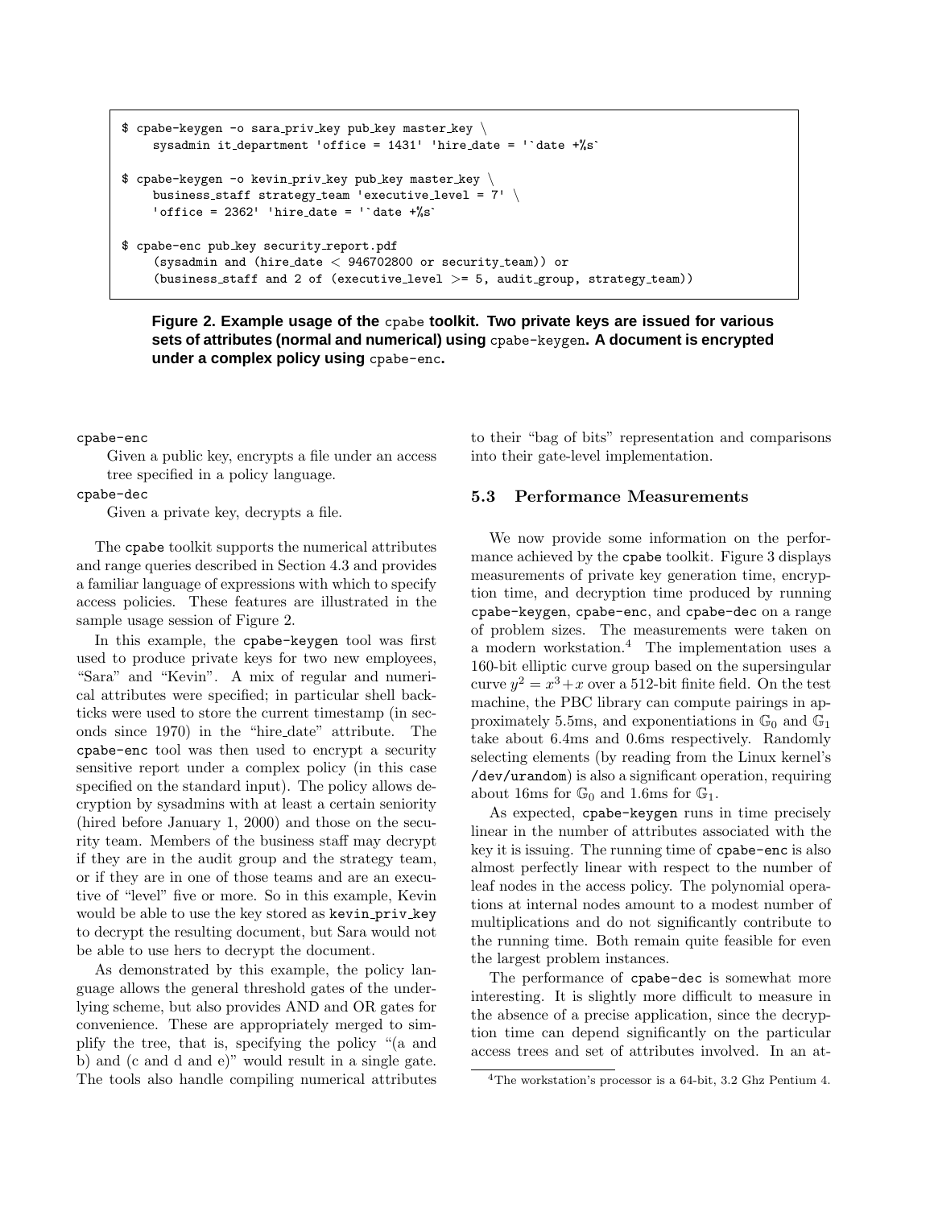```
$ cpabe-keygen -o sara_priv_key pub_key master_key \
    sysadmin it_department 'office = 1431' 'hire_date = '`date +%s`

$ cpabe-keygen -o kevin_priv_key pub_key master_key \
    business_staff strategy_team 'executive_level = 7' \
    'office = 2362' 'hire_date = '`date +%s`

$ cpabe-enc pub_key security_report.pdf
    (sysadmin and (hire_date < 946702800 or security_team)) or
    (business_staff and 2 of (executive_level >= 5, audit_group, strategy_team))
```

**Figure 2. Example usage of the `cpabe` toolkit. Two private keys are issued for various sets of attributes (normal and numerical) using `cpabe-keygen`. A document is encrypted under a complex policy using `cpabe-enc`.**

`cpabe-enc`
: Given a public key, encrypts a file under an access tree specified in a policy language.

`cpabe-dec`
: Given a private key, decrypts a file.

The `cpabe` toolkit supports the numerical attributes and range queries described in Section 4.3 and provides a familiar language of expressions with which to specify access policies. These features are illustrated in the sample usage session of Figure 2.

In this example, the `cpabe-keygen` tool was first used to produce private keys for two new employees, "Sara" and "Kevin". A mix of regular and numerical attributes were specified; in particular shell backticks were used to store the current timestamp (in seconds since 1970) in the "hire_date" attribute. The `cpabe-enc` tool was then used to encrypt a security sensitive report under a complex policy (in this case specified on the standard input). The policy allows decryption by sysadmins with at least a certain seniority (hired before January 1, 2000) and those on the security team. Members of the business staff may decrypt if they are in the audit group and the strategy team, or if they are in one of those teams and are an executive of "level" five or more. So in this example, Kevin would be able to use the key stored as `kevin_priv_key` to decrypt the resulting document, but Sara would not be able to use hers to decrypt the document.

As demonstrated by this example, the policy language allows the general threshold gates of the underlying scheme, but also provides AND and OR gates for convenience. These are appropriately merged to simplify the tree, that is, specifying the policy "(a and b) and (c and d and e)" would result in a single gate. The tools also handle compiling numerical attributes to their "bag of bits" representation and comparisons into their gate-level implementation.

### 5.3 Performance Measurements

We now provide some information on the performance achieved by the `cpabe` toolkit. Figure 3 displays measurements of private key generation time, encryption time, and decryption time produced by running `cpabe-keygen`, `cpabe-enc`, and `cpabe-dec` on a range of problem sizes. The measurements were taken on a modern workstation.[4] The implementation uses a 160-bit elliptic curve group based on the supersingular curve $y^2 = x^3 + x$ over a 512-bit finite field. On the test machine, the PBC library can compute pairings in approximately 5.5ms, and exponentiations in $\mathbb{G}_0$ and $\mathbb{G}_1$ take about 6.4ms and 0.6ms respectively. Randomly selecting elements (by reading from the Linux kernel's `/dev/urandom`) is also a significant operation, requiring about 16ms for $\mathbb{G}_0$ and 1.6ms for $\mathbb{G}_1$.

As expected, `cpabe-keygen` runs in time precisely linear in the number of attributes associated with the key it is issuing. The running time of `cpabe-enc` is also almost perfectly linear with respect to the number of leaf nodes in the access policy. The polynomial operations at internal nodes amount to a modest number of multiplications and do not significantly contribute to the running time. Both remain quite feasible for even the largest problem instances.

The performance of `cpabe-dec` is somewhat more interesting. It is slightly more difficult to measure in the absence of a precise application, since the decryption time can depend significantly on the particular access trees and set of attributes involved. In an at-

[4] The workstation's processor is a 64-bit, 3.2 Ghz Pentium 4.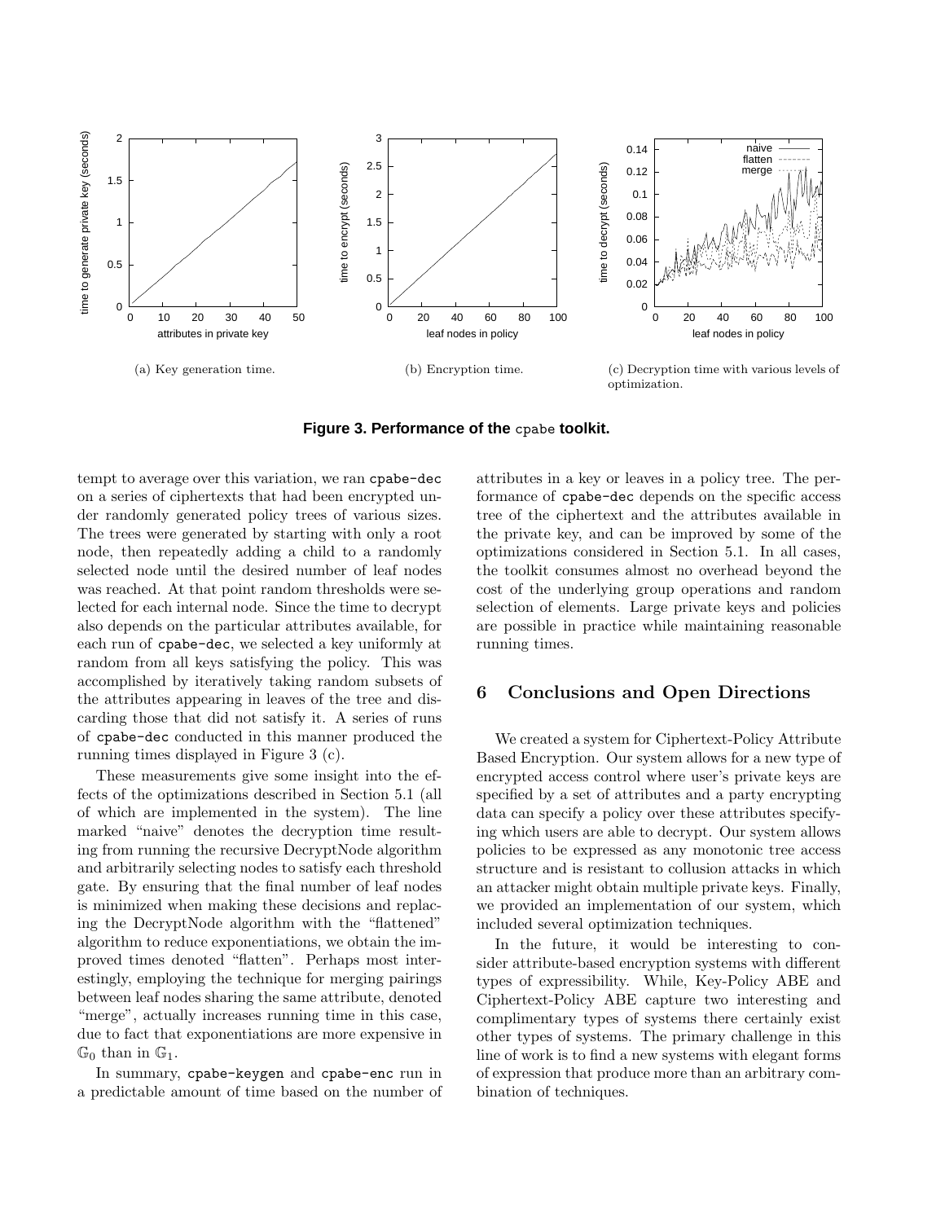(a) Key generation time.

(b) Encryption time.

(c) Decryption time with various levels of optimization.

**Figure 3. Performance of the `cpabe` toolkit.**

tempt to average over this variation, we ran `cpabe-dec` on a series of ciphertexts that had been encrypted under randomly generated policy trees of various sizes. The trees were generated by starting with only a root node, then repeatedly adding a child to a randomly selected node until the desired number of leaf nodes was reached. At that point random thresholds were selected for each internal node. Since the time to decrypt also depends on the particular attributes available, for each run of `cpabe-dec`, we selected a key uniformly at random from all keys satisfying the policy. This was accomplished by iteratively taking random subsets of the attributes appearing in leaves of the tree and discarding those that did not satisfy it. A series of runs of `cpabe-dec` conducted in this manner produced the running times displayed in Figure 3 (c).

These measurements give some insight into the effects of the optimizations described in Section 5.1 (all of which are implemented in the system). The line marked "naive" denotes the decryption time resulting from running the recursive DecryptNode algorithm and arbitrarily selecting nodes to satisfy each threshold gate. By ensuring that the final number of leaf nodes is minimized when making these decisions and replacing the DecryptNode algorithm with the "flattened" algorithm to reduce exponentiations, we obtain the improved times denoted "flatten". Perhaps most interestingly, employing the technique for merging pairings between leaf nodes sharing the same attribute, denoted "merge", actually increases running time in this case, due to fact that exponentiations are more expensive in $\mathbb{G}_0$ than in $\mathbb{G}_1$.

In summary, `cpabe-keygen` and `cpabe-enc` run in a predictable amount of time based on the number of attributes in a key or leaves in a policy tree. The performance of `cpabe-dec` depends on the specific access tree of the ciphertext and the attributes available in the private key, and can be improved by some of the optimizations considered in Section 5.1. In all cases, the toolkit consumes almost no overhead beyond the cost of the underlying group operations and random selection of elements. Large private keys and policies are possible in practice while maintaining reasonable running times.

## 6 Conclusions and Open Directions

We created a system for Ciphertext-Policy Attribute Based Encryption. Our system allows for a new type of encrypted access control where user's private keys are specified by a set of attributes and a party encrypting data can specify a policy over these attributes specifying which users are able to decrypt. Our system allows policies to be expressed as any monotonic tree access structure and is resistant to collusion attacks in which an attacker might obtain multiple private keys. Finally, we provided an implementation of our system, which included several optimization techniques.

In the future, it would be interesting to consider attribute-based encryption systems with different types of expressibility. While, Key-Policy ABE and Ciphertext-Policy ABE capture two interesting and complimentary types of systems there certainly exist other types of systems. The primary challenge in this line of work is to find a new systems with elegant forms of expression that produce more than an arbitrary combination of techniques.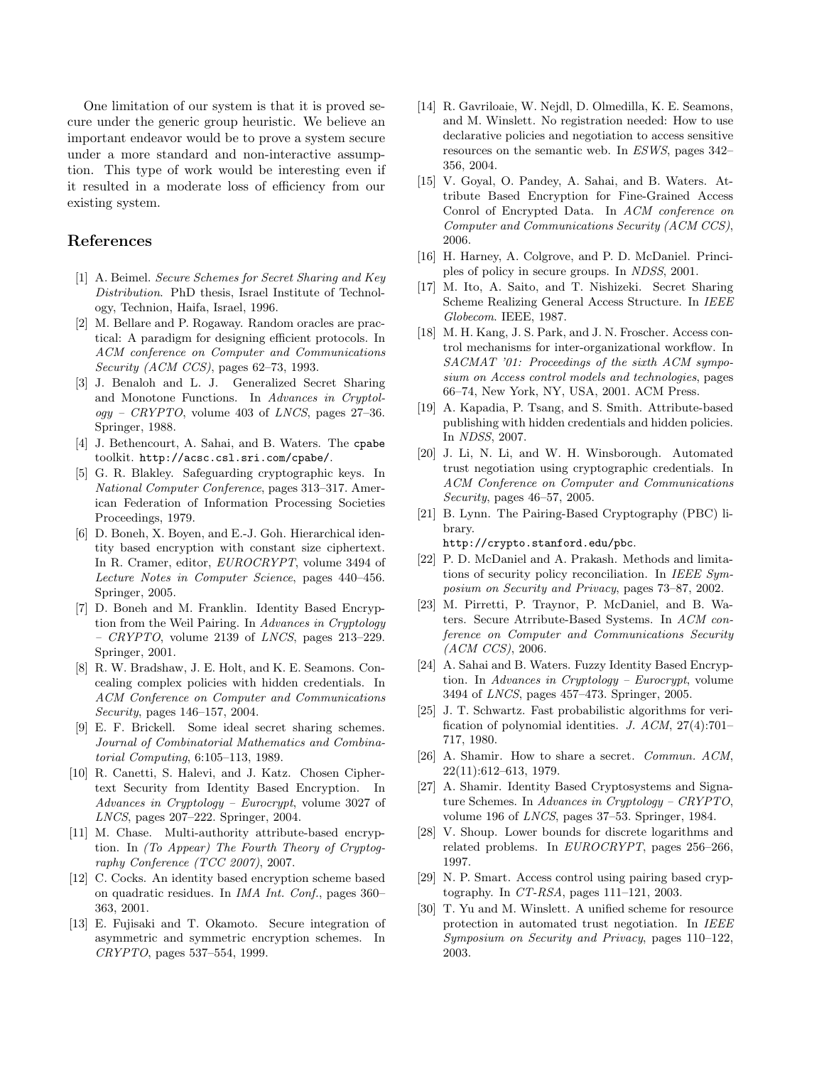One limitation of our system is that it is proved secure under the generic group heuristic. We believe an important endeavor would be to prove a system secure under a more standard and non-interactive assumption. This type of work would be interesting even if it resulted in a moderate loss of efficiency from our existing system.

## References

[1] A. Beimel. *Secure Schemes for Secret Sharing and Key Distribution*. PhD thesis, Israel Institute of Technology, Technion, Haifa, Israel, 1996.

[2] M. Bellare and P. Rogaway. Random oracles are practical: A paradigm for designing efficient protocols. In *ACM conference on Computer and Communications Security (ACM CCS)*, pages 62–73, 1993.

[3] J. Benaloh and L. J. Generalized Secret Sharing and Monotone Functions. In *Advances in Cryptology – CRYPTO*, volume 403 of *LNCS*, pages 27–36. Springer, 1988.

[4] J. Bethencourt, A. Sahai, and B. Waters. The `cpabe` toolkit. `http://acsc.csl.sri.com/cpabe/`.

[5] G. R. Blakley. Safeguarding cryptographic keys. In *National Computer Conference*, pages 313–317. American Federation of Information Processing Societies Proceedings, 1979.

[6] D. Boneh, X. Boyen, and E.-J. Goh. Hierarchical identity based encryption with constant size ciphertext. In R. Cramer, editor, *EUROCRYPT*, volume 3494 of *Lecture Notes in Computer Science*, pages 440–456. Springer, 2005.

[7] D. Boneh and M. Franklin. Identity Based Encryption from the Weil Pairing. In *Advances in Cryptology – CRYPTO*, volume 2139 of *LNCS*, pages 213–229. Springer, 2001.

[8] R. W. Bradshaw, J. E. Holt, and K. E. Seamons. Concealing complex policies with hidden credentials. In *ACM Conference on Computer and Communications Security*, pages 146–157, 2004.

[9] E. F. Brickell. Some ideal secret sharing schemes. *Journal of Combinatorial Mathematics and Combinatorial Computing*, 6:105–113, 1989.

[10] R. Canetti, S. Halevi, and J. Katz. Chosen Ciphertext Security from Identity Based Encryption. In *Advances in Cryptology – Eurocrypt*, volume 3027 of *LNCS*, pages 207–222. Springer, 2004.

[11] M. Chase. Multi-authority attribute-based encryption. In *(To Appear) The Fourth Theory of Cryptography Conference (TCC 2007)*, 2007.

[12] C. Cocks. An identity based encryption scheme based on quadratic residues. In *IMA Int. Conf.*, pages 360–363, 2001.

[13] E. Fujisaki and T. Okamoto. Secure integration of asymmetric and symmetric encryption schemes. In *CRYPTO*, pages 537–554, 1999.

[14] R. Gavriloaie, W. Nejdl, D. Olmedilla, K. E. Seamons, and M. Winslett. No registration needed: How to use declarative policies and negotiation to access sensitive resources on the semantic web. In *ESWS*, pages 342–356, 2004.

[15] V. Goyal, O. Pandey, A. Sahai, and B. Waters. Attribute Based Encryption for Fine-Grained Access Conrol of Encrypted Data. In *ACM conference on Computer and Communications Security (ACM CCS)*, 2006.

[16] H. Harney, A. Colgrove, and P. D. McDaniel. Principles of policy in secure groups. In *NDSS*, 2001.

[17] M. Ito, A. Saito, and T. Nishizeki. Secret Sharing Scheme Realizing General Access Structure. In *IEEE Globecom*. IEEE, 1987.

[18] M. H. Kang, J. S. Park, and J. N. Froscher. Access control mechanisms for inter-organizational workflow. In *SACMAT '01: Proceedings of the sixth ACM symposium on Access control models and technologies*, pages 66–74, New York, NY, USA, 2001. ACM Press.

[19] A. Kapadia, P. Tsang, and S. Smith. Attribute-based publishing with hidden credentials and hidden policies. In *NDSS*, 2007.

[20] J. Li, N. Li, and W. H. Winsborough. Automated trust negotiation using cryptographic credentials. In *ACM Conference on Computer and Communications Security*, pages 46–57, 2005.

[21] B. Lynn. The Pairing-Based Cryptography (PBC) library. `http://crypto.stanford.edu/pbc`.

[22] P. D. McDaniel and A. Prakash. Methods and limitations of security policy reconciliation. In *IEEE Symposium on Security and Privacy*, pages 73–87, 2002.

[23] M. Pirretti, P. Traynor, P. McDaniel, and B. Waters. Secure Atrribute-Based Systems. In *ACM conference on Computer and Communications Security (ACM CCS)*, 2006.

[24] A. Sahai and B. Waters. Fuzzy Identity Based Encryption. In *Advances in Cryptology – Eurocrypt*, volume 3494 of *LNCS*, pages 457–473. Springer, 2005.

[25] J. T. Schwartz. Fast probabilistic algorithms for verification of polynomial identities. *J. ACM*, 27(4):701–717, 1980.

[26] A. Shamir. How to share a secret. *Commun. ACM*, 22(11):612–613, 1979.

[27] A. Shamir. Identity Based Cryptosystems and Signature Schemes. In *Advances in Cryptology – CRYPTO*, volume 196 of *LNCS*, pages 37–53. Springer, 1984.

[28] V. Shoup. Lower bounds for discrete logarithms and related problems. In *EUROCRYPT*, pages 256–266, 1997.

[29] N. P. Smart. Access control using pairing based cryptography. In *CT-RSA*, pages 111–121, 2003.

[30] T. Yu and M. Winslett. A unified scheme for resource protection in automated trust negotiation. In *IEEE Symposium on Security and Privacy*, pages 110–122, 2003.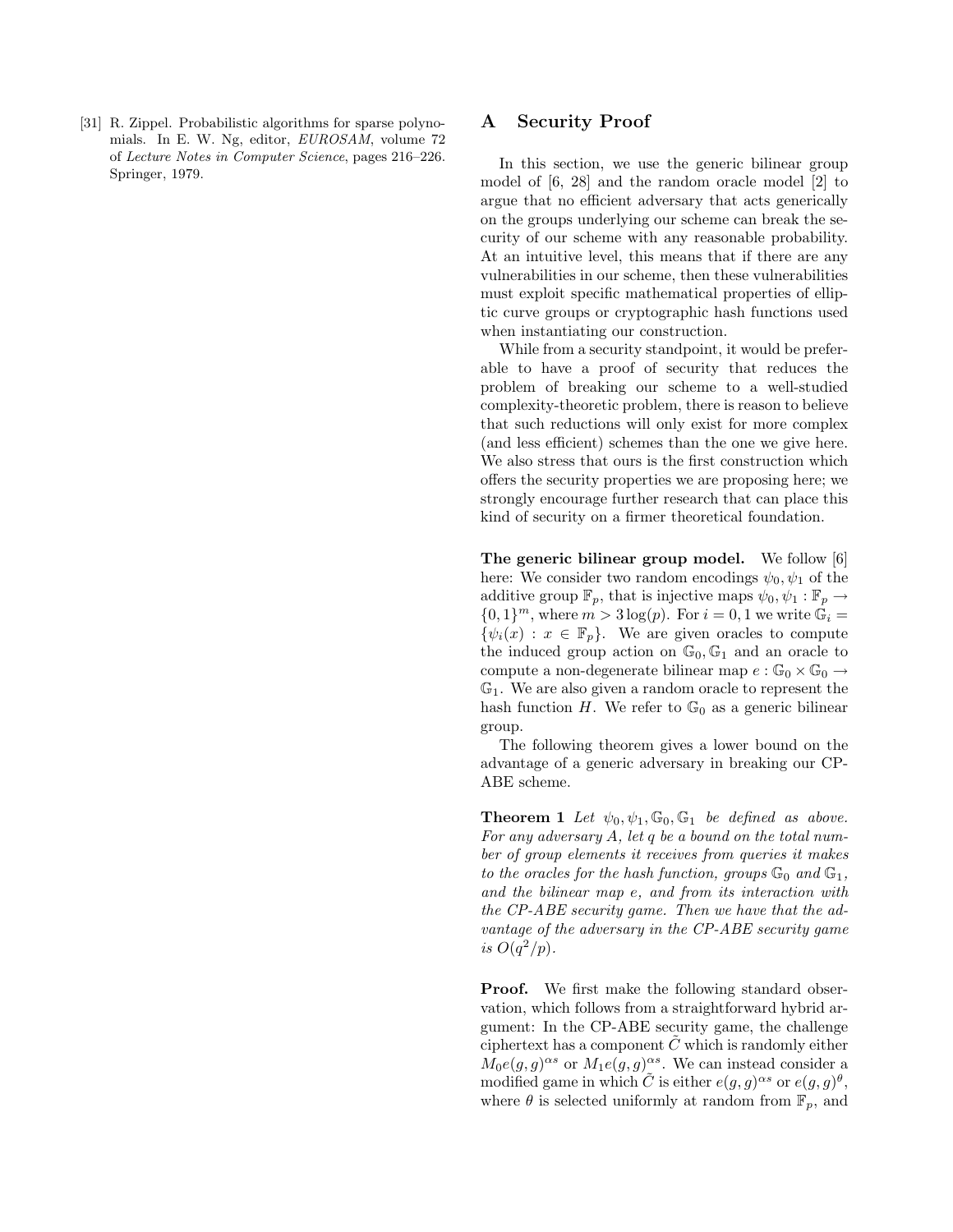[31] R. Zippel. Probabilistic algorithms for sparse polynomials. In E. W. Ng, editor, *EUROSAM*, volume 72 of *Lecture Notes in Computer Science*, pages 216–226. Springer, 1979.

## A Security Proof

In this section, we use the generic bilinear group model of [6, 28] and the random oracle model [2] to argue that no efficient adversary that acts generically on the groups underlying our scheme can break the security of our scheme with any reasonable probability. At an intuitive level, this means that if there are any vulnerabilities in our scheme, then these vulnerabilities must exploit specific mathematical properties of elliptic curve groups or cryptographic hash functions used when instantiating our construction.

While from a security standpoint, it would be preferable to have a proof of security that reduces the problem of breaking our scheme to a well-studied complexity-theoretic problem, there is reason to believe that such reductions will only exist for more complex (and less efficient) schemes than the one we give here. We also stress that ours is the first construction which offers the security properties we are proposing here; we strongly encourage further research that can place this kind of security on a firmer theoretical foundation.

**The generic bilinear group model.** We follow [6] here: We consider two random encodings $\psi_0, \psi_1$ of the additive group $\mathbb{F}_p$, that is injective maps $\psi_0, \psi_1 : \mathbb{F}_p \to \{0,1\}^m$, where $m > 3\log(p)$. For $i = 0, 1$ we write $\mathbb{G}_i = \{\psi_i(x) : x \in \mathbb{F}_p\}$. We are given oracles to compute the induced group action on $\mathbb{G}_0, \mathbb{G}_1$ and an oracle to compute a non-degenerate bilinear map $e : \mathbb{G}_0 \times \mathbb{G}_0 \to \mathbb{G}_1$. We are also given a random oracle to represent the hash function $H$. We refer to $\mathbb{G}_0$ as a generic bilinear group.

The following theorem gives a lower bound on the advantage of a generic adversary in breaking our CP-ABE scheme.

**Theorem 1** *Let $\psi_0, \psi_1, \mathbb{G}_0, \mathbb{G}_1$ be defined as above. For any adversary $A$, let $q$ be a bound on the total number of group elements it receives from queries it makes to the oracles for the hash function, groups $\mathbb{G}_0$ and $\mathbb{G}_1$, and the bilinear map $e$, and from its interaction with the CP-ABE security game. Then we have that the advantage of the adversary in the CP-ABE security game is $O(q^2/p)$.*

**Proof.** We first make the following standard observation, which follows from a straightforward hybrid argument: In the CP-ABE security game, the challenge ciphertext has a component $\tilde{C}$ which is randomly either $M_0 e(g,g)^{\alpha s}$ or $M_1 e(g,g)^{\alpha s}$. We can instead consider a modified game in which $\tilde{C}$ is either $e(g,g)^{\alpha s}$ or $e(g,g)^{\theta}$, where $\theta$ is selected uniformly at random from $\mathbb{F}_p$, and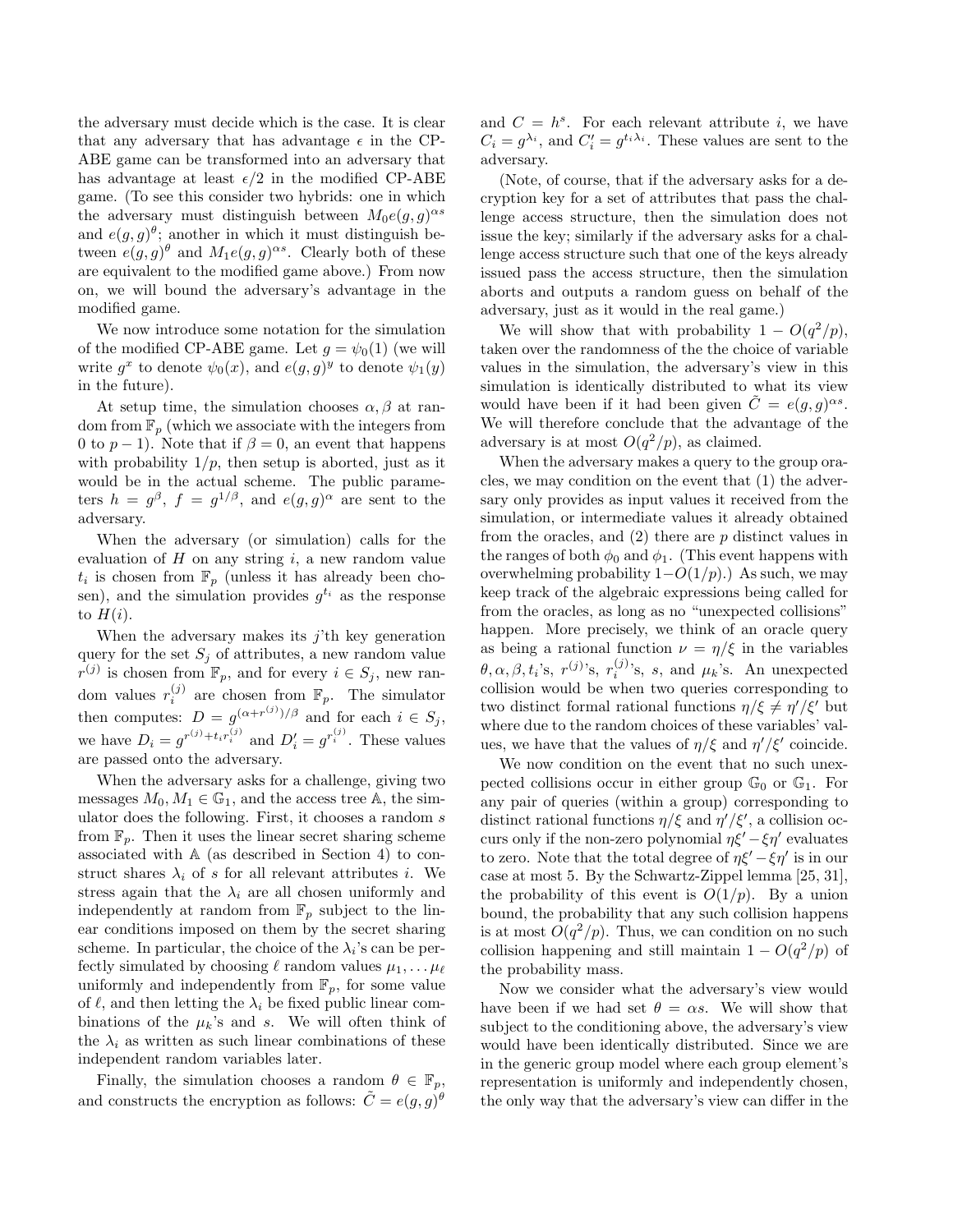the adversary must decide which is the case. It is clear that any adversary that has advantage $\epsilon$ in the CP-ABE game can be transformed into an adversary that has advantage at least $\epsilon/2$ in the modified CP-ABE game. (To see this consider two hybrids: one in which the adversary must distinguish between $M_0 e(g,g)^{\alpha s}$ and $e(g,g)^{\theta}$; another in which it must distinguish between $e(g,g)^{\theta}$ and $M_1 e(g,g)^{\alpha s}$. Clearly both of these are equivalent to the modified game above.) From now on, we will bound the adversary's advantage in the modified game.

We now introduce some notation for the simulation of the modified CP-ABE game. Let $g = \psi_0(1)$ (we will write $g^x$ to denote $\psi_0(x)$, and $e(g,g)^y$ to denote $\psi_1(y)$ in the future).

At setup time, the simulation chooses $\alpha, \beta$ at random from $\mathbb{F}_p$ (which we associate with the integers from 0 to $p-1$). Note that if $\beta = 0$, an event that happens with probability $1/p$, then setup is aborted, just as it would be in the actual scheme. The public parameters $h = g^{\beta}$, $f = g^{1/\beta}$, and $e(g,g)^{\alpha}$ are sent to the adversary.

When the adversary (or simulation) calls for the evaluation of $H$ on any string $i$, a new random value $t_i$ is chosen from $\mathbb{F}_p$ (unless it has already been chosen), and the simulation provides $g^{t_i}$ as the response to $H(i)$.

When the adversary makes its $j$'th key generation query for the set $S_j$ of attributes, a new random value $r^{(j)}$ is chosen from $\mathbb{F}_p$, and for every $i \in S_j$, new random values $r_i^{(j)}$ are chosen from $\mathbb{F}_p$. The simulator then computes: $D = g^{(\alpha + r^{(j)})/\beta}$ and for each $i \in S_j$, we have $D_i = g^{r^{(j)} + t_i r_i^{(j)}}$ and $D'_i = g^{r_i^{(j)}}$. These values are passed onto the adversary.

When the adversary asks for a challenge, giving two messages $M_0, M_1 \in \mathbb{G}_1$, and the access tree $\mathbb{A}$, the simulator does the following. First, it chooses a random $s$ from $\mathbb{F}_p$. Then it uses the linear secret sharing scheme associated with $\mathbb{A}$ (as described in Section 4) to construct shares $\lambda_i$ of $s$ for all relevant attributes $i$. We stress again that the $\lambda_i$ are all chosen uniformly and independently at random from $\mathbb{F}_p$ subject to the linear conditions imposed on them by the secret sharing scheme. In particular, the choice of the $\lambda_i$'s can be perfectly simulated by choosing $\ell$ random values $\mu_1, \ldots \mu_\ell$ uniformly and independently from $\mathbb{F}_p$, for some value of $\ell$, and then letting the $\lambda_i$ be fixed public linear combinations of the $\mu_k$'s and $s$. We will often think of the $\lambda_i$ as written as such linear combinations of these independent random variables later.

Finally, the simulation chooses a random $\theta \in \mathbb{F}_p$, and constructs the encryption as follows: $\tilde{C} = e(g,g)^{\theta}$ and $C = h^s$. For each relevant attribute $i$, we have $C_i = g^{\lambda_i}$, and $C'_i = g^{t_i \lambda_i}$. These values are sent to the adversary.

(Note, of course, that if the adversary asks for a decryption key for a set of attributes that pass the challenge access structure, then the simulation does not issue the key; similarly if the adversary asks for a challenge access structure such that one of the keys already issued pass the access structure, then the simulation aborts and outputs a random guess on behalf of the adversary, just as it would in the real game.)

We will show that with probability $1 - O(q^2/p)$, taken over the randomness of the the choice of variable values in the simulation, the adversary's view in this simulation is identically distributed to what its view would have been if it had been given $\tilde{C} = e(g,g)^{\alpha s}$. We will therefore conclude that the advantage of the adversary is at most $O(q^2/p)$, as claimed.

When the adversary makes a query to the group oracles, we may condition on the event that (1) the adversary only provides as input values it received from the simulation, or intermediate values it already obtained from the oracles, and (2) there are $p$ distinct values in the ranges of both $\phi_0$ and $\phi_1$. (This event happens with overwhelming probability $1 - O(1/p)$.) As such, we may keep track of the algebraic expressions being called for from the oracles, as long as no "unexpected collisions" happen. More precisely, we think of an oracle query as being a rational function $\nu = \eta/\xi$ in the variables $\theta, \alpha, \beta, t_i$'s, $r^{(j)}$'s, $r_i^{(j)}$'s, $s$, and $\mu_k$'s. An unexpected collision would be when two queries corresponding to two distinct formal rational functions $\eta/\xi \neq \eta'/\xi'$ but where due to the random choices of these variables' values, we have that the values of $\eta/\xi$ and $\eta'/\xi'$ coincide.

We now condition on the event that no such unexpected collisions occur in either group $\mathbb{G}_0$ or $\mathbb{G}_1$. For any pair of queries (within a group) corresponding to distinct rational functions $\eta/\xi$ and $\eta'/\xi'$, a collision occurs only if the non-zero polynomial $\eta\xi' - \xi\eta'$ evaluates to zero. Note that the total degree of $\eta\xi' - \xi\eta'$ is in our case at most 5. By the Schwartz-Zippel lemma [25, 31], the probability of this event is $O(1/p)$. By a union bound, the probability that any such collision happens is at most $O(q^2/p)$. Thus, we can condition on no such collision happening and still maintain $1 - O(q^2/p)$ of the probability mass.

Now we consider what the adversary's view would have been if we had set $\theta = \alpha s$. We will show that subject to the conditioning above, the adversary's view would have been identically distributed. Since we are in the generic group model where each group element's representation is uniformly and independently chosen, the only way that the adversary's view can differ in the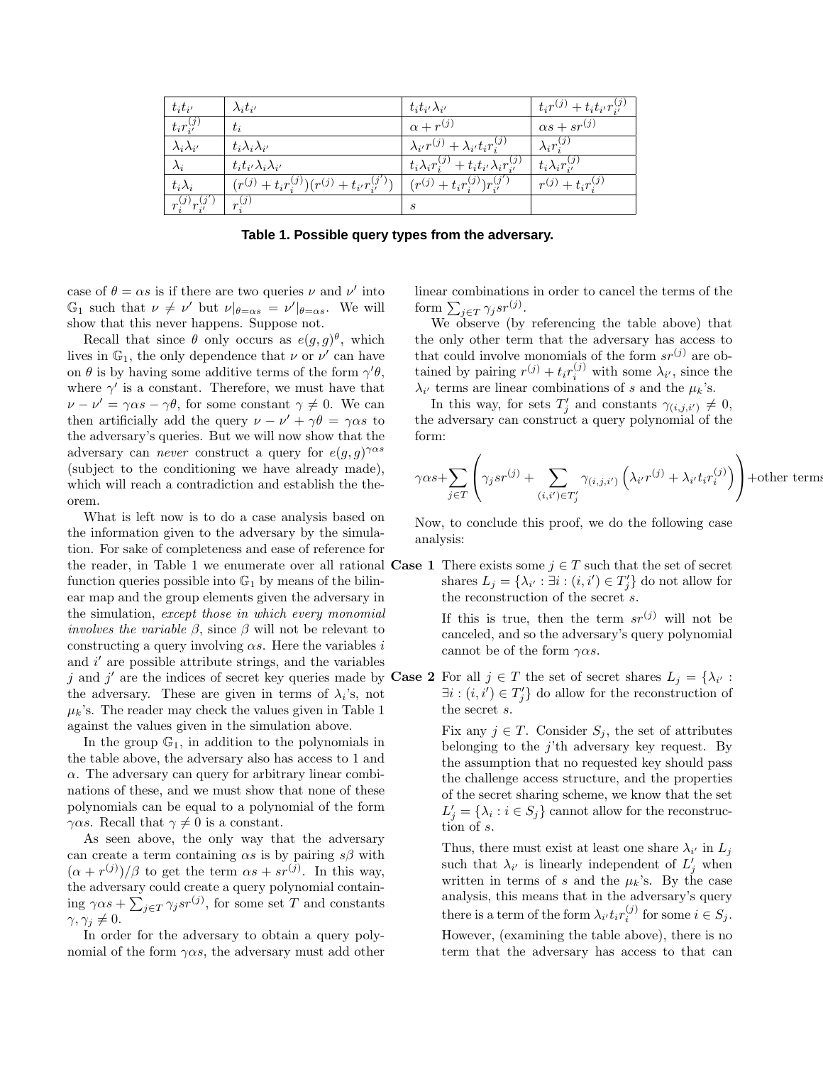| $t_i t_{i'}$ | $\lambda_i t_{i'}$ | $t_i t_{i'} \lambda_{i'}$ | $t_i r^{(j)} + t_i t_{i'} r_{i'}^{(j)}$ |
|---|---|---|---|
| $t_i r_{i'}^{(j)}$ | $t_i$ | $\alpha + r^{(j)}$ | $\alpha s + s r^{(j)}$ |
| $\lambda_i \lambda_{i'}$ | $t_i \lambda_i \lambda_{i'}$ | $\lambda_{i'} r^{(j)} + \lambda_{i'} t_i r_i^{(j)}$ | $\lambda_i r_i^{(j)}$ |
| $\lambda_i$ | $t_i t_{i'} \lambda_i \lambda_{i'}$ | $t_i \lambda_i r_i^{(j)} + t_i t_{i'} \lambda_i r_{i'}^{(j)}$ | $t_i \lambda_i r_{i'}^{(j)}$ |
| $t_i \lambda_i$ | $(r^{(j)} + t_i r_i^{(j)})(r^{(j)} + t_{i'} r_{i'}^{(j')})$ | $(r^{(j)} + t_i r_i^{(j)}) r_{i'}^{(j')}$ | $r^{(j)} + t_i r_i^{(j)}$ |
| $r_i^{(j)} r_{i'}^{(j')}$ | $r_i^{(j)}$ | $s$ | |

**Table 1. Possible query types from the adversary.**

case of $\theta = \alpha s$ is if there are two queries $\nu$ and $\nu'$ into $\mathbb{G}_1$ such that $\nu \neq \nu'$ but $\nu|_{\theta=\alpha s} = \nu'|_{\theta=\alpha s}$. We will show that this never happens. Suppose not.

Recall that since $\theta$ only occurs as $e(g,g)^\theta$, which lives in $\mathbb{G}_1$, the only dependence that $\nu$ or $\nu'$ can have on $\theta$ is by having some additive terms of the form $\gamma'\theta$, where $\gamma'$ is a constant. Therefore, we must have that $\nu - \nu' = \gamma\alpha s - \gamma\theta$, for some constant $\gamma \neq 0$. We can then artificially add the query $\nu - \nu' + \gamma\theta = \gamma\alpha s$ to the adversary's queries. But we will now show that the adversary can *never* construct a query for $e(g,g)^{\gamma\alpha s}$ (subject to the conditioning we have already made), which will reach a contradiction and establish the theorem.

What is left now is to do a case analysis based on the information given to the adversary by the simulation. For sake of completeness and ease of reference for the reader, in Table 1 we enumerate over all rational function queries possible into $\mathbb{G}_1$ by means of the bilinear map and the group elements given the adversary in the simulation, *except those in which every monomial involves the variable $\beta$*, since $\beta$ will not be relevant to constructing a query involving $\alpha s$. Here the variables $i$ and $i'$ are possible attribute strings, and the variables $j$ and $j'$ are the indices of secret key queries made by the adversary. These are given in terms of $\lambda_i$'s, not $\mu_k$'s. The reader may check the values given in Table 1 against the values given in the simulation above.

In the group $\mathbb{G}_1$, in addition to the polynomials in the table above, the adversary also has access to 1 and $\alpha$. The adversary can query for arbitrary linear combinations of these, and we must show that none of these polynomials can be equal to a polynomial of the form $\gamma\alpha s$. Recall that $\gamma \neq 0$ is a constant.

As seen above, the only way that the adversary can create a term containing $\alpha s$ is by pairing $s\beta$ with $(\alpha + r^{(j)})/\beta$ to get the term $\alpha s + sr^{(j)}$. In this way, the adversary could create a query polynomial containing $\gamma\alpha s + \sum_{j\in T} \gamma_j sr^{(j)}$, for some set $T$ and constants $\gamma, \gamma_j \neq 0$.

In order for the adversary to obtain a query polynomial of the form $\gamma\alpha s$, the adversary must add other linear combinations in order to cancel the terms of the form $\sum_{j\in T} \gamma_j sr^{(j)}$.

We observe (by referencing the table above) that the only other term that the adversary has access to that could involve monomials of the form $sr^{(j)}$ are obtained by pairing $r^{(j)} + t_i r_i^{(j)}$ with some $\lambda_{i'}$, since the $\lambda_{i'}$ terms are linear combinations of $s$ and the $\mu_k$'s.

In this way, for sets $T'_j$ and constants $\gamma_{(i,j,i')} \neq 0$, the adversary can construct a query polynomial of the form:

$$\gamma\alpha s + \sum_{j\in T} \left( \gamma_j sr^{(j)} + \sum_{(i,i')\in T'_j} \gamma_{(i,j,i')} \left( \lambda_{i'} r^{(j)} + \lambda_{i'} t_i r_i^{(j)} \right) \right) + \text{other terms}$$

Now, to conclude this proof, we do the following case analysis:

**Case 1** There exists some $j \in T$ such that the set of secret shares $L_j = \{\lambda_{i'} : \exists i : (i,i') \in T'_j\}$ do not allow for the reconstruction of the secret $s$.

If this is true, then the term $sr^{(j)}$ will not be canceled, and so the adversary's query polynomial cannot be of the form $\gamma\alpha s$.

**Case 2** For all $j \in T$ the set of secret shares $L_j = \{\lambda_{i'} : \exists i : (i,i') \in T'_j\}$ do allow for the reconstruction of the secret $s$.

Fix any $j \in T$. Consider $S_j$, the set of attributes belonging to the $j$'th adversary key request. By the assumption that no requested key should pass the challenge access structure, and the properties of the secret sharing scheme, we know that the set $L'_j = \{\lambda_i : i \in S_j\}$ cannot allow for the reconstruction of $s$.

Thus, there must exist at least one share $\lambda_{i'}$ in $L_j$ such that $\lambda_{i'}$ is linearly independent of $L'_j$ when written in terms of $s$ and the $\mu_k$'s. By the case analysis, this means that in the adversary's query there is a term of the form $\lambda_{i'} t_i r_i^{(j)}$ for some $i \in S_j$.

However, (examining the table above), there is no term that the adversary has access to that can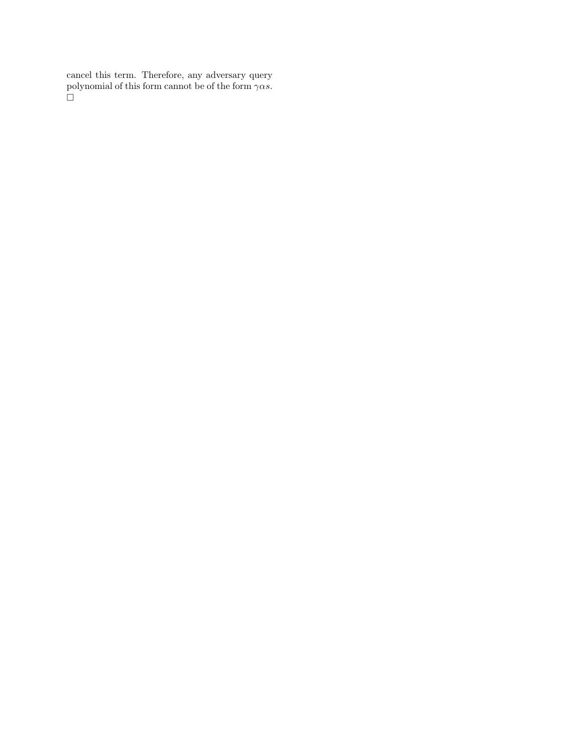cancel this term. Therefore, any adversary query polynomial of this form cannot be of the form $\gamma\alpha s$.
□